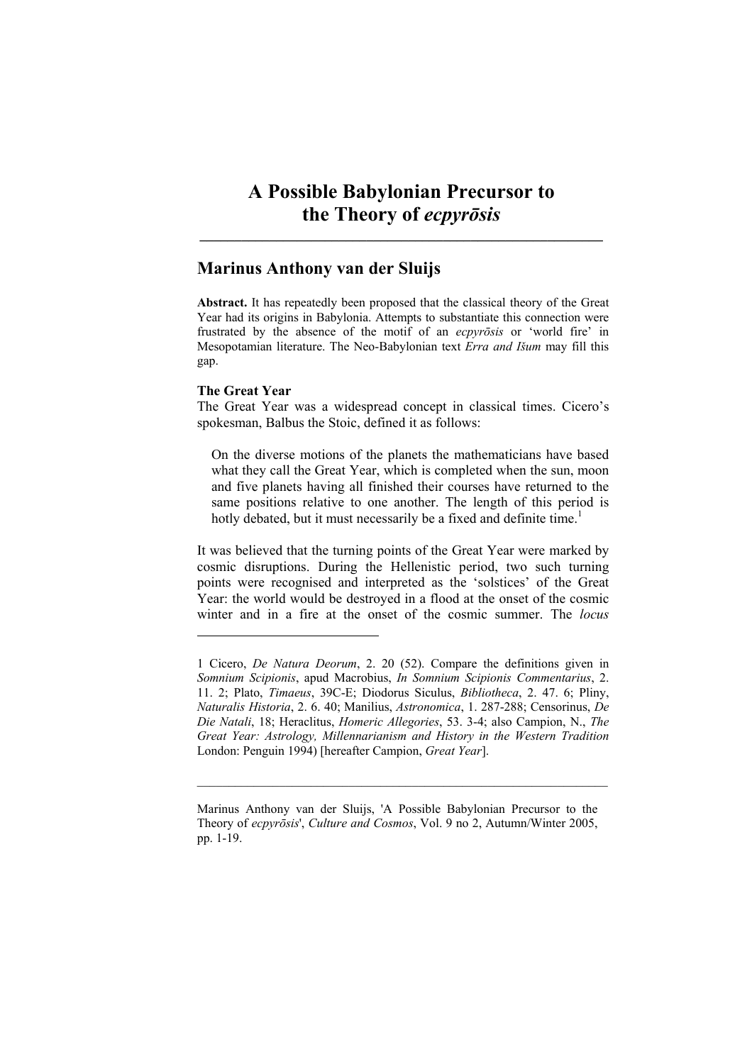# A Possible Babylonian Precursor to the Theory of *ecpyrōsis*

## Marinus Anthony van der Sluijs

**Abstract.** It has repeatedly been proposed that the classical theory of the Great Year had its origins in Babylonia. Attempts to substantiate this connection were frustrated by the absence of the motif of an *ecpyrōsis* or 'world fire' in Mesopotamian literature. The Neo-Babylonian text *Erra and Išum* may fill this gap.

**The Great Year**

The Great Year was a widespread concept in classical times. Cicero's spokesman, Balbus the Stoic, defined it as follows:

> On the diverse motions of the planets the mathematicians have based what they call the Great Year, which is completed when the sun, moon and five planets having all finished their courses have returned to the same positions relative to one another. The length of this period is hotly debated, but it must necessarily be a fixed and definite time.[1]

It was believed that the turning points of the Great Year were marked by cosmic disruptions. During the Hellenistic period, two such turning points were recognised and interpreted as the 'solstices' of the Great Year: the world would be destroyed in a flood at the onset of the cosmic winter and in a fire at the onset of the cosmic summer. The *locus*

---

1 Cicero, *De Natura Deorum*, 2. 20 (52). Compare the definitions given in *Somnium Scipionis*, apud Macrobius, *In Somnium Scipionis Commentarius*, 2. 11. 2; Plato, *Timaeus*, 39C-E; Diodorus Siculus, *Bibliotheca*, 2. 47. 6; Pliny, *Naturalis Historia*, 2. 6. 40; Manilius, *Astronomica*, 1. 287-288; Censorinus, *De Die Natali*, 18; Heraclitus, *Homeric Allegories*, 53. 3-4; also Campion, N., *The Great Year: Astrology, Millennarianism and History in the Western Tradition* London: Penguin 1994) [hereafter Campion, *Great Year*].

---

Marinus Anthony van der Sluijs, 'A Possible Babylonian Precursor to the Theory of *ecpyrōsis*', *Culture and Cosmos*, Vol. 9 no 2, Autumn/Winter 2005, pp. 1-19.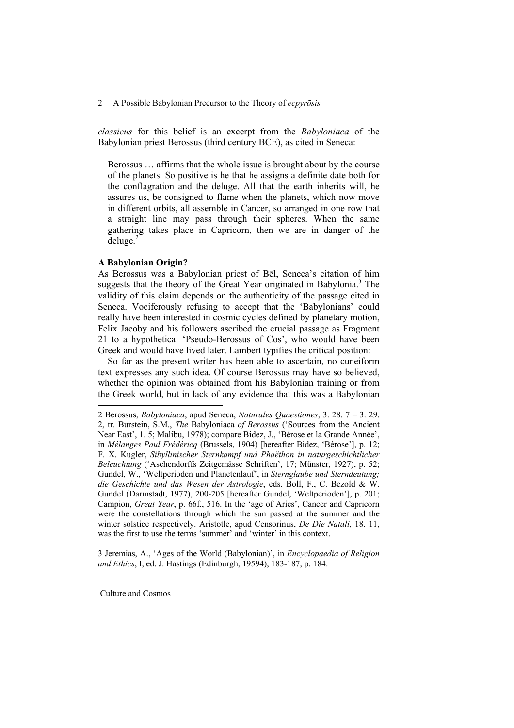*classicus* for this belief is an excerpt from the *Babyloniaca* of the Babylonian priest Berossus (third century BCE), as cited in Seneca:

> Berossus … affirms that the whole issue is brought about by the course of the planets. So positive is he that he assigns a definite date both for the conflagration and the deluge. All that the earth inherits will, he assures us, be consigned to flame when the planets, which now move in different orbits, all assemble in Cancer, so arranged in one row that a straight line may pass through their spheres. When the same gathering takes place in Capricorn, then we are in danger of the deluge.[2]

**A Babylonian Origin?**

As Berossus was a Babylonian priest of Bēl, Seneca's citation of him suggests that the theory of the Great Year originated in Babylonia.[3] The validity of this claim depends on the authenticity of the passage cited in Seneca. Vociferously refusing to accept that the 'Babylonians' could really have been interested in cosmic cycles defined by planetary motion, Felix Jacoby and his followers ascribed the crucial passage as Fragment 21 to a hypothetical 'Pseudo-Berossus of Cos', who would have been Greek and would have lived later. Lambert typifies the critical position:

So far as the present writer has been able to ascertain, no cuneiform text expresses any such idea. Of course Berossus may have so believed, whether the opinion was obtained from his Babylonian training or from the Greek world, but in lack of any evidence that this was a Babylonian

---

2 Berossus, *Babyloniaca*, apud Seneca, *Naturales Quaestiones*, 3. 28. 7 – 3. 29. 2, tr. Burstein, S.M., *The* Babyloniaca *of Berossus* ('Sources from the Ancient Near East', 1. 5; Malibu, 1978); compare Bidez, J., 'Bérose et la Grande Année', in *Mélanges Paul Frédéricq* (Brussels, 1904) [hereafter Bidez, 'Bérose'], p. 12; F. X. Kugler, *Sibyllinischer Sternkampf und Phaëthon in naturgeschichtlicher Beleuchtung* ('Aschendorffs Zeitgemässe Schriften', 17; Münster, 1927), p. 52; Gundel, W., 'Weltperioden und Planetenlauf', in *Sternglaube und Sterndeutung; die Geschichte und das Wesen der Astrologie*, eds. Boll, F., C. Bezold & W. Gundel (Darmstadt, 1977), 200-205 [hereafter Gundel, 'Weltperioden'], p. 201; Campion, *Great Year*, p. 66f., 516. In the 'age of Aries', Cancer and Capricorn were the constellations through which the sun passed at the summer and the winter solstice respectively. Aristotle, apud Censorinus, *De Die Natali*, 18. 11, was the first to use the terms 'summer' and 'winter' in this context.

3 Jeremias, A., 'Ages of the World (Babylonian)', in *Encyclopaedia of Religion and Ethics*, I, ed. J. Hastings (Edinburgh, 19594), 183-187, p. 184.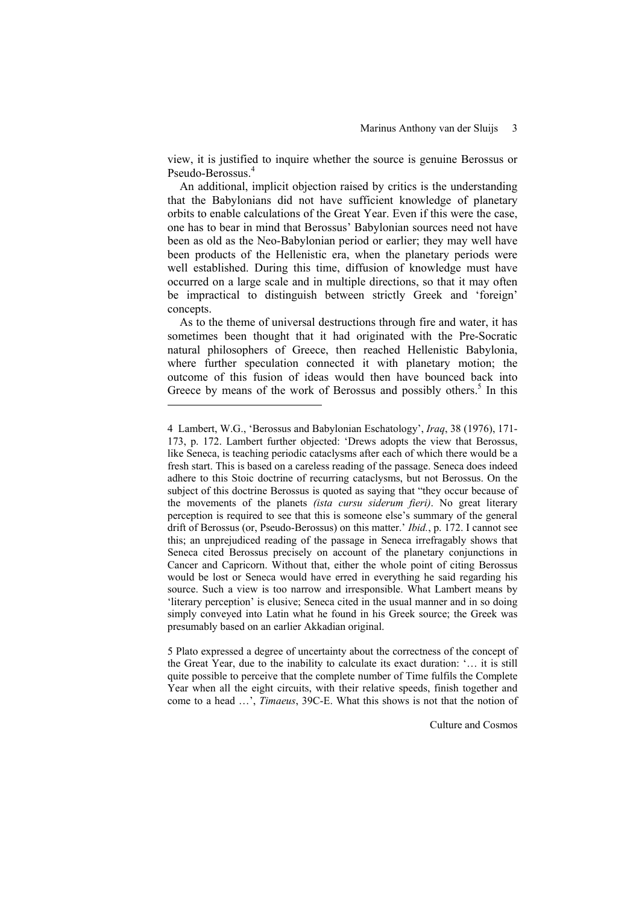view, it is justified to inquire whether the source is genuine Berossus or Pseudo-Berossus.[4]

An additional, implicit objection raised by critics is the understanding that the Babylonians did not have sufficient knowledge of planetary orbits to enable calculations of the Great Year. Even if this were the case, one has to bear in mind that Berossus' Babylonian sources need not have been as old as the Neo-Babylonian period or earlier; they may well have been products of the Hellenistic era, when the planetary periods were well established. During this time, diffusion of knowledge must have occurred on a large scale and in multiple directions, so that it may often be impractical to distinguish between strictly Greek and 'foreign' concepts.

As to the theme of universal destructions through fire and water, it has sometimes been thought that it had originated with the Pre-Socratic natural philosophers of Greece, then reached Hellenistic Babylonia, where further speculation connected it with planetary motion; the outcome of this fusion of ideas would then have bounced back into Greece by means of the work of Berossus and possibly others.[5] In this

---

4 Lambert, W.G., 'Berossus and Babylonian Eschatology', *Iraq*, 38 (1976), 171-173, p. 172. Lambert further objected: 'Drews adopts the view that Berossus, like Seneca, is teaching periodic cataclysms after each of which there would be a fresh start. This is based on a careless reading of the passage. Seneca does indeed adhere to this Stoic doctrine of recurring cataclysms, but not Berossus. On the subject of this doctrine Berossus is quoted as saying that "they occur because of the movements of the planets *(ista cursu siderum fieri)*. No great literary perception is required to see that this is someone else's summary of the general drift of Berossus (or, Pseudo-Berossus) on this matter.' *Ibid.*, p. 172. I cannot see this; an unprejudiced reading of the passage in Seneca irrefragably shows that Seneca cited Berossus precisely on account of the planetary conjunctions in Cancer and Capricorn. Without that, either the whole point of citing Berossus would be lost or Seneca would have erred in everything he said regarding his source. Such a view is too narrow and irresponsible. What Lambert means by 'literary perception' is elusive; Seneca cited in the usual manner and in so doing simply conveyed into Latin what he found in his Greek source; the Greek was presumably based on an earlier Akkadian original.

5 Plato expressed a degree of uncertainty about the correctness of the concept of the Great Year, due to the inability to calculate its exact duration: '… it is still quite possible to perceive that the complete number of Time fulfils the Complete Year when all the eight circuits, with their relative speeds, finish together and come to a head …', *Timaeus*, 39C-E. What this shows is not that the notion of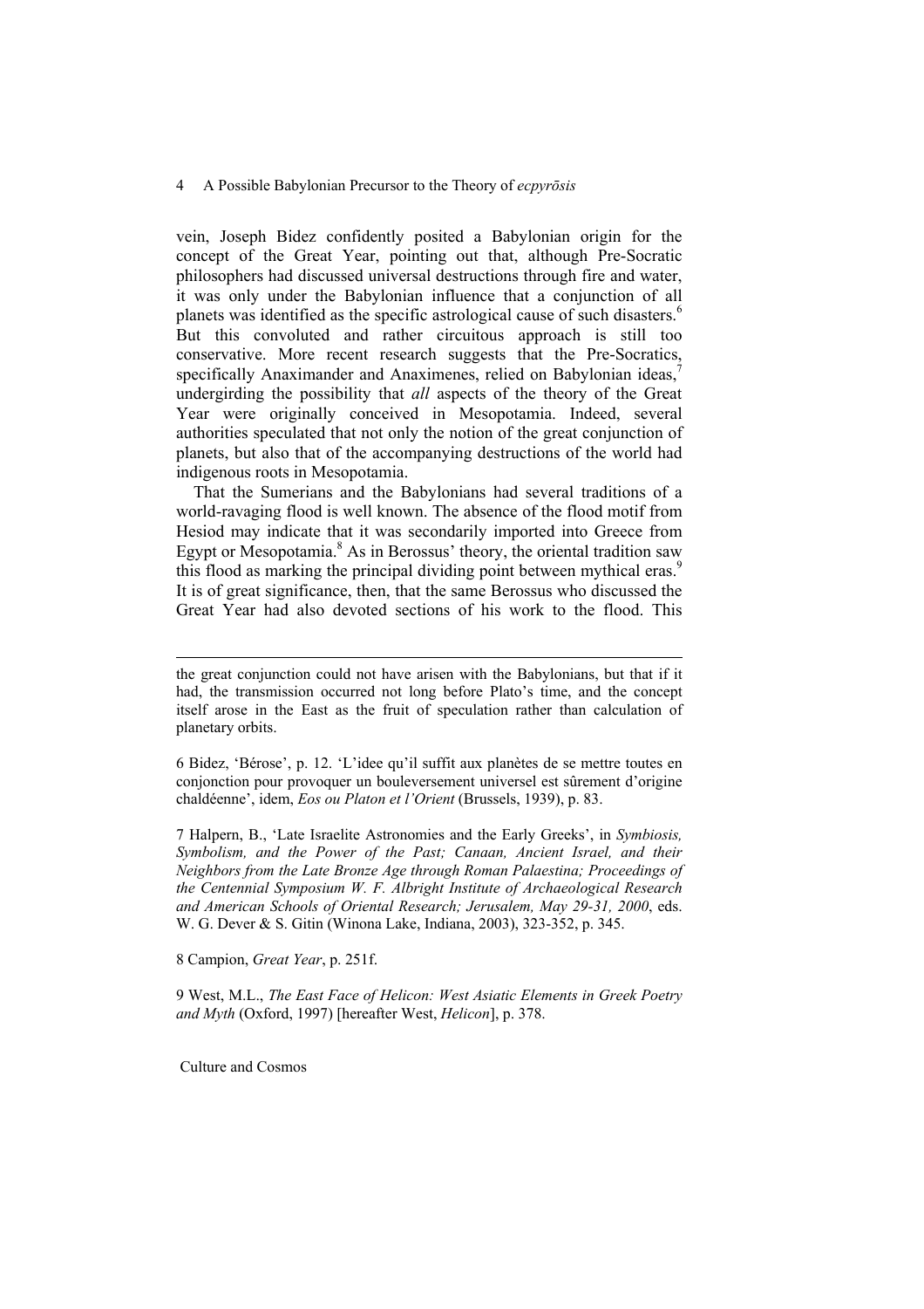vein, Joseph Bidez confidently posited a Babylonian origin for the concept of the Great Year, pointing out that, although Pre-Socratic philosophers had discussed universal destructions through fire and water, it was only under the Babylonian influence that a conjunction of all planets was identified as the specific astrological cause of such disasters.[6] But this convoluted and rather circuitous approach is still too conservative. More recent research suggests that the Pre-Socratics, specifically Anaximander and Anaximenes, relied on Babylonian ideas,[7] undergirding the possibility that *all* aspects of the theory of the Great Year were originally conceived in Mesopotamia. Indeed, several authorities speculated that not only the notion of the great conjunction of planets, but also that of the accompanying destructions of the world had indigenous roots in Mesopotamia.

That the Sumerians and the Babylonians had several traditions of a world-ravaging flood is well known. The absence of the flood motif from Hesiod may indicate that it was secondarily imported into Greece from Egypt or Mesopotamia.[8] As in Berossus' theory, the oriental tradition saw this flood as marking the principal dividing point between mythical eras.[9] It is of great significance, then, that the same Berossus who discussed the Great Year had also devoted sections of his work to the flood. This

---

the great conjunction could not have arisen with the Babylonians, but that if it had, the transmission occurred not long before Plato's time, and the concept itself arose in the East as the fruit of speculation rather than calculation of planetary orbits.

6 Bidez, 'Bérose', p. 12. 'L'idee qu'il suffit aux planètes de se mettre toutes en conjonction pour provoquer un bouleversement universel est sûrement d'origine chaldéenne', idem, *Eos ou Platon et l'Orient* (Brussels, 1939), p. 83.

7 Halpern, B., 'Late Israelite Astronomies and the Early Greeks', in *Symbiosis, Symbolism, and the Power of the Past; Canaan, Ancient Israel, and their Neighbors from the Late Bronze Age through Roman Palaestina; Proceedings of the Centennial Symposium W. F. Albright Institute of Archaeological Research and American Schools of Oriental Research; Jerusalem, May 29-31, 2000*, eds. W. G. Dever & S. Gitin (Winona Lake, Indiana, 2003), 323-352, p. 345.

8 Campion, *Great Year*, p. 251f.

9 West, M.L., *The East Face of Helicon: West Asiatic Elements in Greek Poetry and Myth* (Oxford, 1997) [hereafter West, *Helicon*], p. 378.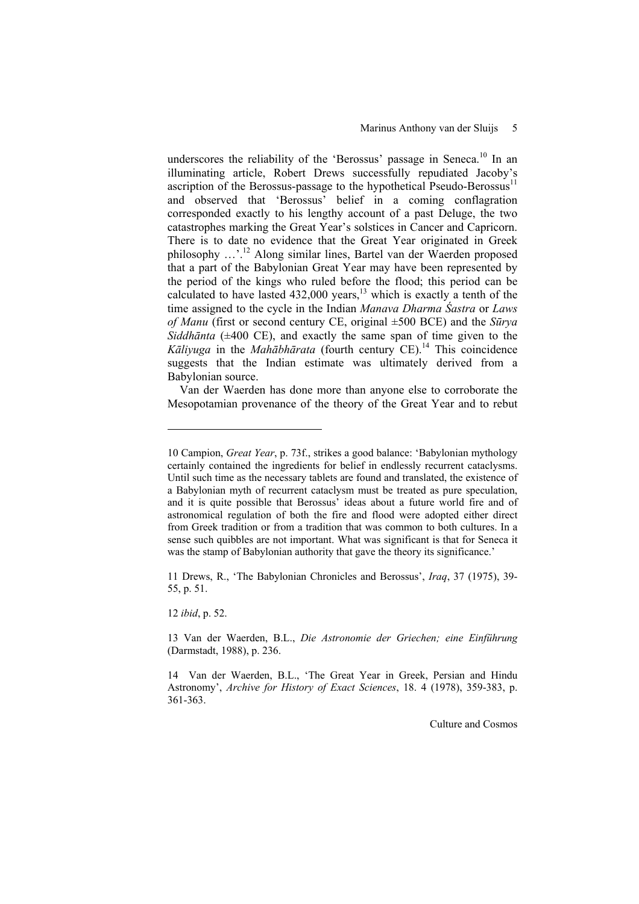underscores the reliability of the 'Berossus' passage in Seneca.[10] In an illuminating article, Robert Drews successfully repudiated Jacoby's ascription of the Berossus-passage to the hypothetical Pseudo-Berossus[11] and observed that 'Berossus' belief in a coming conflagration corresponded exactly to his lengthy account of a past Deluge, the two catastrophes marking the Great Year's solstices in Cancer and Capricorn. There is to date no evidence that the Great Year originated in Greek philosophy …'.[12] Along similar lines, Bartel van der Waerden proposed that a part of the Babylonian Great Year may have been represented by the period of the kings who ruled before the flood; this period can be calculated to have lasted 432,000 years,[13] which is exactly a tenth of the time assigned to the cycle in the Indian *Manava Dharma Śastra* or *Laws of Manu* (first or second century CE, original ±500 BCE) and the *Sūrya Siddhānta* (±400 CE), and exactly the same span of time given to the *Kāliyuga* in the *Mahābhārata* (fourth century CE).[14] This coincidence suggests that the Indian estimate was ultimately derived from a Babylonian source.

Van der Waerden has done more than anyone else to corroborate the Mesopotamian provenance of the theory of the Great Year and to rebut

---

10 Campion, *Great Year*, p. 73f., strikes a good balance: 'Babylonian mythology certainly contained the ingredients for belief in endlessly recurrent cataclysms. Until such time as the necessary tablets are found and translated, the existence of a Babylonian myth of recurrent cataclysm must be treated as pure speculation, and it is quite possible that Berossus' ideas about a future world fire and of astronomical regulation of both the fire and flood were adopted either direct from Greek tradition or from a tradition that was common to both cultures. In a sense such quibbles are not important. What was significant is that for Seneca it was the stamp of Babylonian authority that gave the theory its significance.'

11 Drews, R., 'The Babylonian Chronicles and Berossus', *Iraq*, 37 (1975), 39-55, p. 51.

12 *ibid*, p. 52.

13 Van der Waerden, B.L., *Die Astronomie der Griechen; eine Einführung* (Darmstadt, 1988), p. 236.

14 Van der Waerden, B.L., 'The Great Year in Greek, Persian and Hindu Astronomy', *Archive for History of Exact Sciences*, 18. 4 (1978), 359-383, p. 361-363.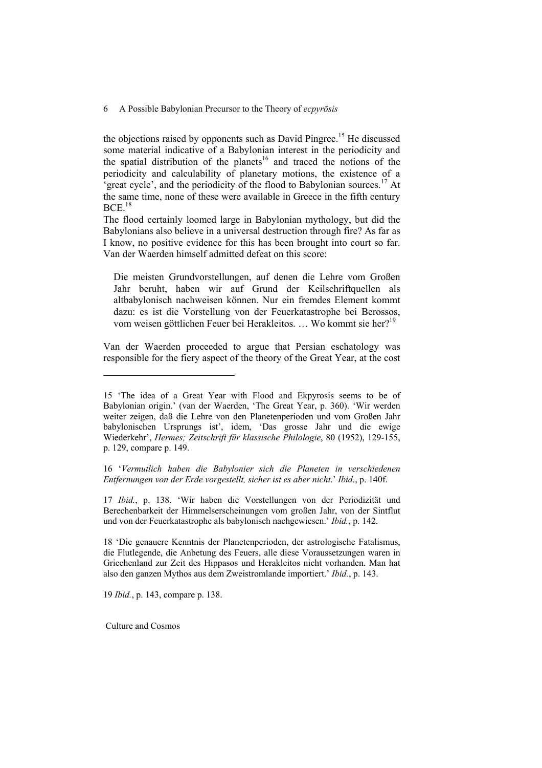the objections raised by opponents such as David Pingree.[15] He discussed some material indicative of a Babylonian interest in the periodicity and the spatial distribution of the planets[16] and traced the notions of the periodicity and calculability of planetary motions, the existence of a 'great cycle', and the periodicity of the flood to Babylonian sources.[17] At the same time, none of these were available in Greece in the fifth century BCE.[18]

The flood certainly loomed large in Babylonian mythology, but did the Babylonians also believe in a universal destruction through fire? As far as I know, no positive evidence for this has been brought into court so far. Van der Waerden himself admitted defeat on this score:

> Die meisten Grundvorstellungen, auf denen die Lehre vom Großen Jahr beruht, haben wir auf Grund der Keilschriftquellen als altbabylonisch nachweisen können. Nur ein fremdes Element kommt dazu: es ist die Vorstellung von der Feuerkatastrophe bei Berossos, vom weisen göttlichen Feuer bei Herakleitos. … Wo kommt sie her?[19]

Van der Waerden proceeded to argue that Persian eschatology was responsible for the fiery aspect of the theory of the Great Year, at the cost

---

15 'The idea of a Great Year with Flood and Ekpyrosis seems to be of Babylonian origin.' (van der Waerden, 'The Great Year, p. 360). 'Wir werden weiter zeigen, daß die Lehre von den Planetenperioden und vom Großen Jahr babylonischen Ursprungs ist', idem, 'Das grosse Jahr und die ewige Wiederkehr', *Hermes; Zeitschrift für klassische Philologie*, 80 (1952), 129-155, p. 129, compare p. 149.

16 '*Vermutlich haben die Babylonier sich die Planeten in verschiedenen Entfernungen von der Erde vorgestellt, sicher ist es aber nicht*.' *Ibid.*, p. 140f.

17 *Ibid.*, p. 138. 'Wir haben die Vorstellungen von der Periodizität und Berechenbarkeit der Himmelserscheinungen vom großen Jahr, von der Sintflut und von der Feuerkatastrophe als babylonisch nachgewiesen.' *Ibid.*, p. 142.

18 'Die genauere Kenntnis der Planetenperioden, der astrologische Fatalismus, die Flutlegende, die Anbetung des Feuers, alle diese Voraussetzungen waren in Griechenland zur Zeit des Hippasos und Herakleitos nicht vorhanden. Man hat also den ganzen Mythos aus dem Zweistromlande importiert.' *Ibid.*, p. 143.

19 *Ibid.*, p. 143, compare p. 138.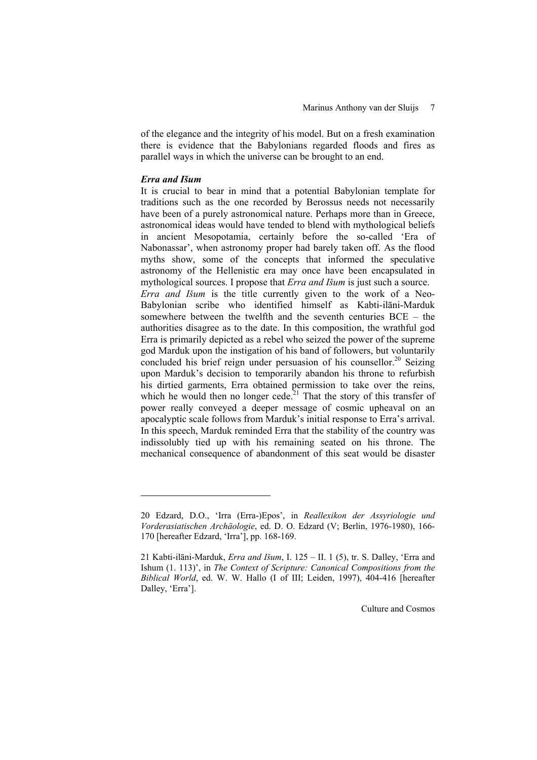of the elegance and the integrity of his model. But on a fresh examination there is evidence that the Babylonians regarded floods and fires as parallel ways in which the universe can be brought to an end.

### *Erra and Išum*

It is crucial to bear in mind that a potential Babylonian template for traditions such as the one recorded by Berossus needs not necessarily have been of a purely astronomical nature. Perhaps more than in Greece, astronomical ideas would have tended to blend with mythological beliefs in ancient Mesopotamia, certainly before the so-called 'Era of Nabonassar', when astronomy proper had barely taken off. As the flood myths show, some of the concepts that informed the speculative astronomy of the Hellenistic era may once have been encapsulated in mythological sources. I propose that *Erra and Išum* is just such a source.

*Erra and Išum* is the title currently given to the work of a Neo-Babylonian scribe who identified himself as Kabti-ilāni-Marduk somewhere between the twelfth and the seventh centuries BCE – the authorities disagree as to the date. In this composition, the wrathful god Erra is primarily depicted as a rebel who seized the power of the supreme god Marduk upon the instigation of his band of followers, but voluntarily concluded his brief reign under persuasion of his counsellor.[20] Seizing upon Marduk's decision to temporarily abandon his throne to refurbish his dirtied garments, Erra obtained permission to take over the reins, which he would then no longer cede.[21] That the story of this transfer of power really conveyed a deeper message of cosmic upheaval on an apocalyptic scale follows from Marduk's initial response to Erra's arrival. In this speech, Marduk reminded Erra that the stability of the country was indissolubly tied up with his remaining seated on his throne. The mechanical consequence of abandonment of this seat would be disaster

---

20 Edzard, D.O., 'Irra (Erra-)Epos', in *Reallexikon der Assyriologie und Vorderasiatischen Archäologie*, ed. D. O. Edzard (V; Berlin, 1976-1980), 166-170 [hereafter Edzard, 'Irra'], pp. 168-169.

21 Kabti-ilāni-Marduk, *Erra and Išum*, I. 125 – II. 1 (5), tr. S. Dalley, 'Erra and Ishum (1. 113)', in *The Context of Scripture: Canonical Compositions from the Biblical World*, ed. W. W. Hallo (I of III; Leiden, 1997), 404-416 [hereafter Dalley, 'Erra'].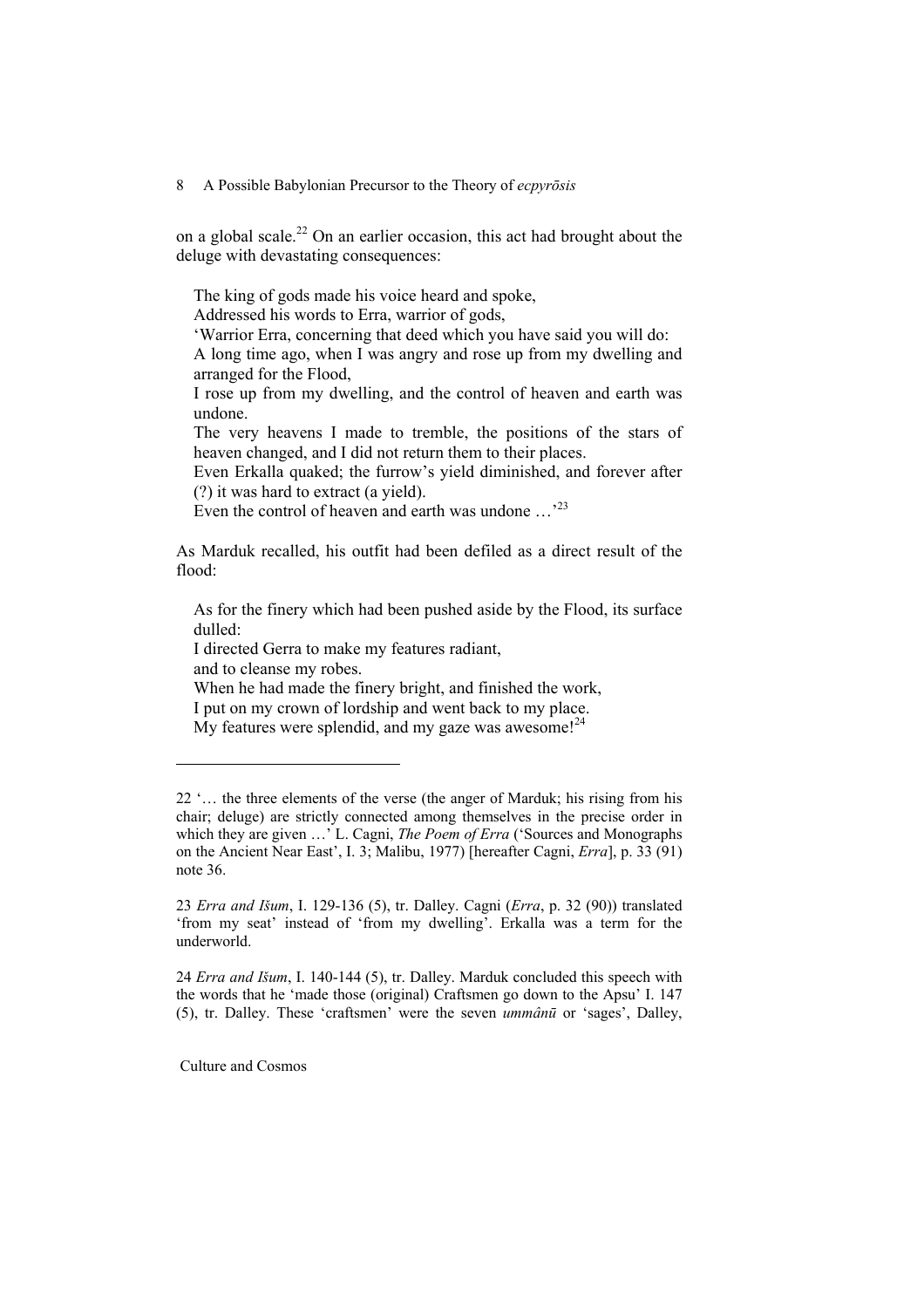on a global scale.[22] On an earlier occasion, this act had brought about the deluge with devastating consequences:

> The king of gods made his voice heard and spoke,
> Addressed his words to Erra, warrior of gods,
> 'Warrior Erra, concerning that deed which you have said you will do:
> A long time ago, when I was angry and rose up from my dwelling and arranged for the Flood,
> I rose up from my dwelling, and the control of heaven and earth was undone.
> The very heavens I made to tremble, the positions of the stars of heaven changed, and I did not return them to their places.
> Even Erkalla quaked; the furrow's yield diminished, and forever after (?) it was hard to extract (a yield).
> Even the control of heaven and earth was undone …'[23]

As Marduk recalled, his outfit had been defiled as a direct result of the flood:

> As for the finery which had been pushed aside by the Flood, its surface dulled:
> I directed Gerra to make my features radiant,
> and to cleanse my robes.
> When he had made the finery bright, and finished the work,
> I put on my crown of lordship and went back to my place.
> My features were splendid, and my gaze was awesome![24]

---

22 '… the three elements of the verse (the anger of Marduk; his rising from his chair; deluge) are strictly connected among themselves in the precise order in which they are given …' L. Cagni, *The Poem of Erra* ('Sources and Monographs on the Ancient Near East', I. 3; Malibu, 1977) [hereafter Cagni, *Erra*], p. 33 (91) note 36.

23 *Erra and Išum*, I. 129-136 (5), tr. Dalley. Cagni (*Erra*, p. 32 (90)) translated 'from my seat' instead of 'from my dwelling'. Erkalla was a term for the underworld.

24 *Erra and Išum*, I. 140-144 (5), tr. Dalley. Marduk concluded this speech with the words that he 'made those (original) Craftsmen go down to the Apsu' I. 147 (5), tr. Dalley. These 'craftsmen' were the seven *ummânū* or 'sages', Dalley,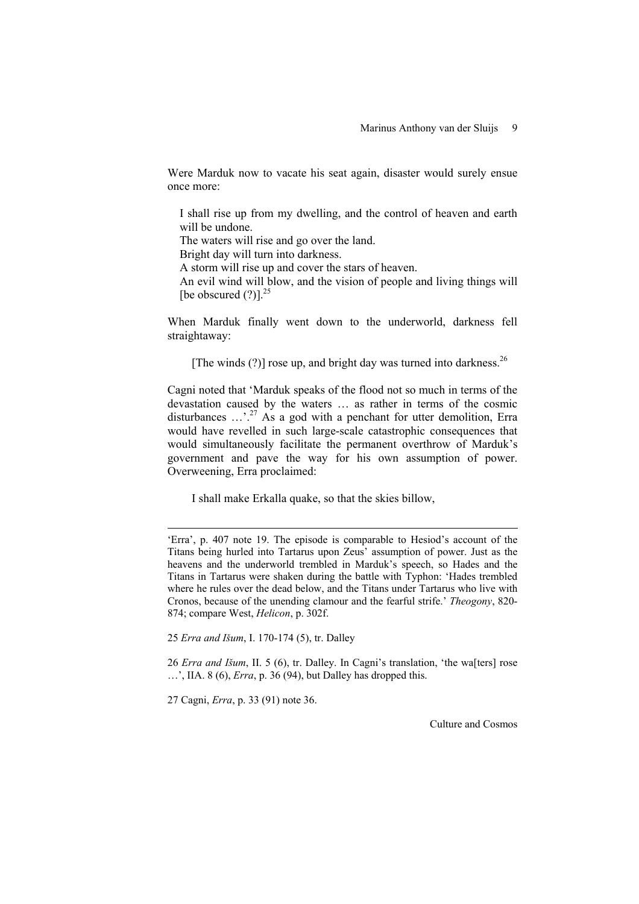Were Marduk now to vacate his seat again, disaster would surely ensue once more:

> I shall rise up from my dwelling, and the control of heaven and earth will be undone.
> The waters will rise and go over the land.
> Bright day will turn into darkness.
> A storm will rise up and cover the stars of heaven.
> An evil wind will blow, and the vision of people and living things will [be obscured (?)].[25]

When Marduk finally went down to the underworld, darkness fell straightaway:

> [The winds (?)] rose up, and bright day was turned into darkness.[26]

Cagni noted that 'Marduk speaks of the flood not so much in terms of the devastation caused by the waters … as rather in terms of the cosmic disturbances …'.[27] As a god with a penchant for utter demolition, Erra would have revelled in such large-scale catastrophic consequences that would simultaneously facilitate the permanent overthrow of Marduk's government and pave the way for his own assumption of power. Overweening, Erra proclaimed:

> I shall make Erkalla quake, so that the skies billow,

---

'Erra', p. 407 note 19. The episode is comparable to Hesiod's account of the Titans being hurled into Tartarus upon Zeus' assumption of power. Just as the heavens and the underworld trembled in Marduk's speech, so Hades and the Titans in Tartarus were shaken during the battle with Typhon: 'Hades trembled where he rules over the dead below, and the Titans under Tartarus who live with Cronos, because of the unending clamour and the fearful strife.' *Theogony*, 820-874; compare West, *Helicon*, p. 302f.

25 *Erra and Išum*, I. 170-174 (5), tr. Dalley

26 *Erra and Išum*, II. 5 (6), tr. Dalley. In Cagni's translation, 'the wa[ters] rose …', IIA. 8 (6), *Erra*, p. 36 (94), but Dalley has dropped this.

27 Cagni, *Erra*, p. 33 (91) note 36.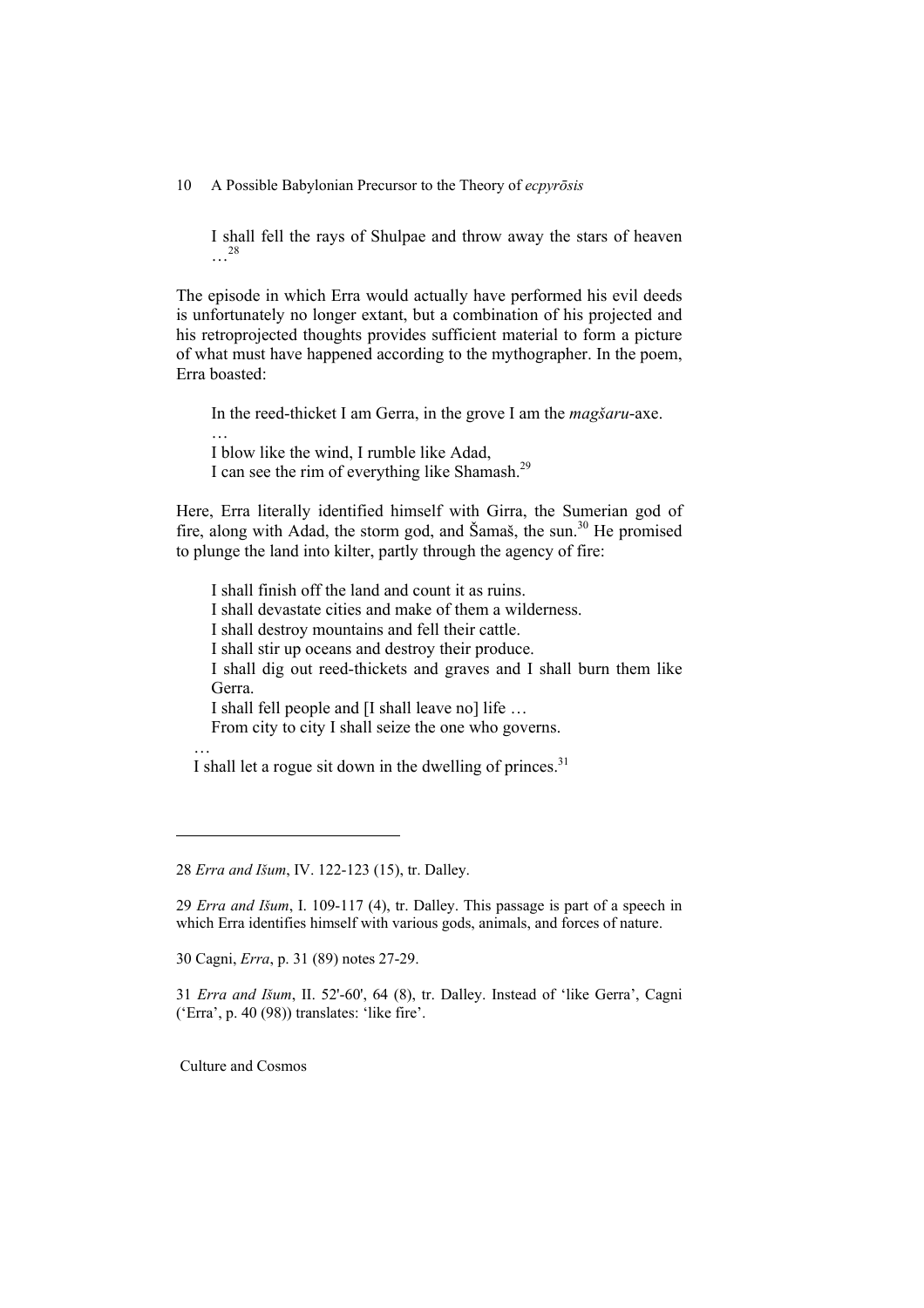> I shall fell the rays of Shulpae and throw away the stars of heaven …[28]

The episode in which Erra would actually have performed his evil deeds is unfortunately no longer extant, but a combination of his projected and his retroprojected thoughts provides sufficient material to form a picture of what must have happened according to the mythographer. In the poem, Erra boasted:

> In the reed-thicket I am Gerra, in the grove I am the *magšaru*-axe.
> …
> I blow like the wind, I rumble like Adad,
> I can see the rim of everything like Shamash.[29]

Here, Erra literally identified himself with Girra, the Sumerian god of fire, along with Adad, the storm god, and Šamaš, the sun.[30] He promised to plunge the land into kilter, partly through the agency of fire:

> I shall finish off the land and count it as ruins.
> I shall devastate cities and make of them a wilderness.
> I shall destroy mountains and fell their cattle.
> I shall stir up oceans and destroy their produce.
> I shall dig out reed-thickets and graves and I shall burn them like Gerra.
> I shall fell people and [I shall leave no] life …
> From city to city I shall seize the one who governs.
> …
> I shall let a rogue sit down in the dwelling of princes.[31]

---

28 *Erra and Išum*, IV. 122-123 (15), tr. Dalley.

29 *Erra and Išum*, I. 109-117 (4), tr. Dalley. This passage is part of a speech in which Erra identifies himself with various gods, animals, and forces of nature.

30 Cagni, *Erra*, p. 31 (89) notes 27-29.

31 *Erra and Išum*, II. 52'-60', 64 (8), tr. Dalley. Instead of 'like Gerra', Cagni ('Erra', p. 40 (98)) translates: 'like fire'.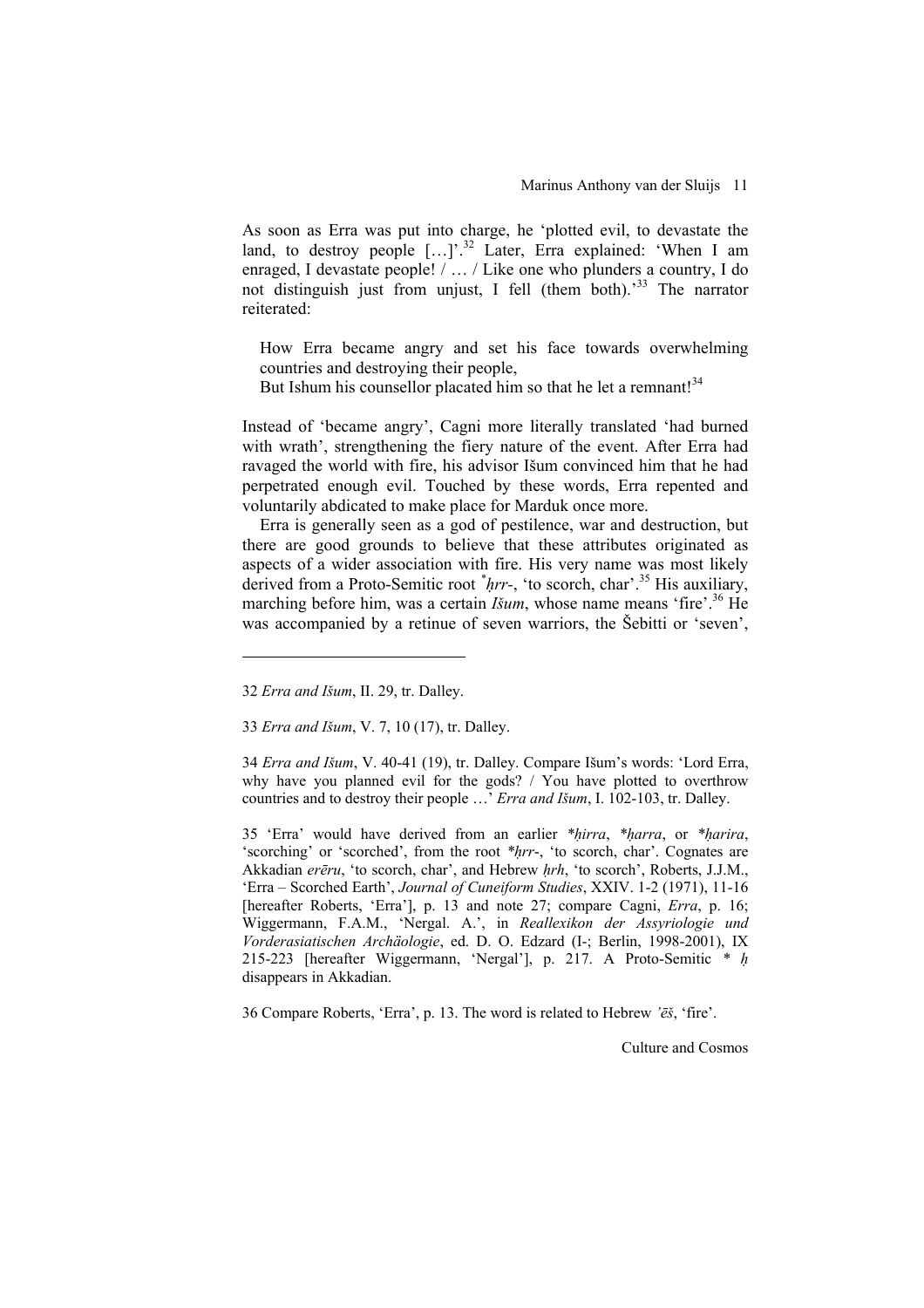As soon as Erra was put into charge, he 'plotted evil, to devastate the land, to destroy people […]'.[32] Later, Erra explained: 'When I am enraged, I devastate people! / … / Like one who plunders a country, I do not distinguish just from unjust, I fell (them both).'[33] The narrator reiterated:

> How Erra became angry and set his face towards overwhelming countries and destroying their people,
> But Ishum his counsellor placated him so that he let a remnant![34]

Instead of 'became angry', Cagni more literally translated 'had burned with wrath', strengthening the fiery nature of the event. After Erra had ravaged the world with fire, his advisor Išum convinced him that he had perpetrated enough evil. Touched by these words, Erra repented and voluntarily abdicated to make place for Marduk once more.

Erra is generally seen as a god of pestilence, war and destruction, but there are good grounds to believe that these attributes originated as aspects of a wider association with fire. His very name was most likely derived from a Proto-Semitic root *ḥrr-, 'to scorch, char'.[35] His auxiliary, marching before him, was a certain *Išum*, whose name means 'fire'.[36] He was accompanied by a retinue of seven warriors, the Šebitti or 'seven',

---

32 *Erra and Išum*, II. 29, tr. Dalley.

33 *Erra and Išum*, V. 7, 10 (17), tr. Dalley.

34 *Erra and Išum*, V. 40-41 (19), tr. Dalley. Compare Išum's words: 'Lord Erra, why have you planned evil for the gods? / You have plotted to overthrow countries and to destroy their people …' *Erra and Išum*, I. 102-103, tr. Dalley.

35 'Erra' would have derived from an earlier *\*ḥirra*, *\*ḥarra*, or *\*ḥarira*, 'scorching' or 'scorched', from the root *\*ḥrr-*, 'to scorch, char'. Cognates are Akkadian *erēru*, 'to scorch, char', and Hebrew *ḥrh*, 'to scorch', Roberts, J.J.M., 'Erra – Scorched Earth', *Journal of Cuneiform Studies*, XXIV. 1-2 (1971), 11-16 [hereafter Roberts, 'Erra'], p. 13 and note 27; compare Cagni, *Erra*, p. 16; Wiggermann, F.A.M., 'Nergal. A.', in *Reallexikon der Assyriologie und Vorderasiatischen Archäologie*, ed. D. O. Edzard (I-; Berlin, 1998-2001), IX 215-223 [hereafter Wiggermann, 'Nergal'], p. 217. A Proto-Semitic * *ḥ* disappears in Akkadian.

36 Compare Roberts, 'Erra', p. 13. The word is related to Hebrew *'ēš*, 'fire'.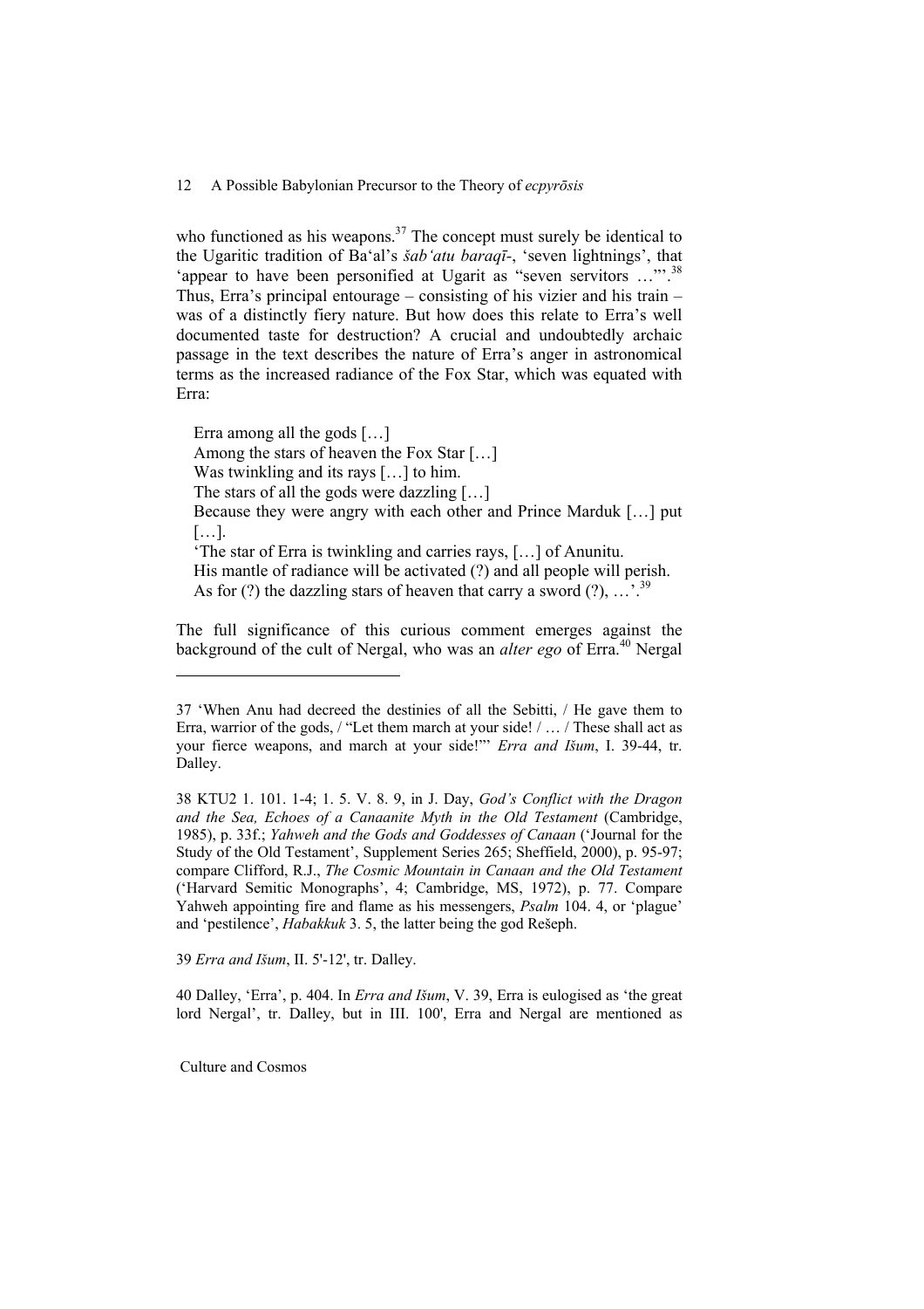who functioned as his weapons.[37] The concept must surely be identical to the Ugaritic tradition of Ba'al's *šab'atu baraqī*-, 'seven lightnings', that 'appear to have been personified at Ugarit as "seven servitors …"'.[38] Thus, Erra's principal entourage – consisting of his vizier and his train – was of a distinctly fiery nature. But how does this relate to Erra's well documented taste for destruction? A crucial and undoubtedly archaic passage in the text describes the nature of Erra's anger in astronomical terms as the increased radiance of the Fox Star, which was equated with Erra:

> Erra among all the gods […]
> Among the stars of heaven the Fox Star […]
> Was twinkling and its rays […] to him.
> The stars of all the gods were dazzling […]
> Because they were angry with each other and Prince Marduk […] put […].
> 'The star of Erra is twinkling and carries rays, […] of Anunitu.
> His mantle of radiance will be activated (?) and all people will perish.
> As for (?) the dazzling stars of heaven that carry a sword (?), …'.[39]

The full significance of this curious comment emerges against the background of the cult of Nergal, who was an *alter ego* of Erra.[40] Nergal

---

37 'When Anu had decreed the destinies of all the Sebitti, / He gave them to Erra, warrior of the gods, / "Let them march at your side! / … / These shall act as your fierce weapons, and march at your side!"' *Erra and Išum*, I. 39-44, tr. Dalley.

38 KTU2 1. 101. 1-4; 1. 5. V. 8. 9, in J. Day, *God's Conflict with the Dragon and the Sea, Echoes of a Canaanite Myth in the Old Testament* (Cambridge, 1985), p. 33f.; *Yahweh and the Gods and Goddesses of Canaan* ('Journal for the Study of the Old Testament', Supplement Series 265; Sheffield, 2000), p. 95-97; compare Clifford, R.J., *The Cosmic Mountain in Canaan and the Old Testament* ('Harvard Semitic Monographs', 4; Cambridge, MS, 1972), p. 77. Compare Yahweh appointing fire and flame as his messengers, *Psalm* 104. 4, or 'plague' and 'pestilence', *Habakkuk* 3. 5, the latter being the god Rešeph.

39 *Erra and Išum*, II. 5'-12', tr. Dalley.

40 Dalley, 'Erra', p. 404. In *Erra and Išum*, V. 39, Erra is eulogised as 'the great lord Nergal', tr. Dalley, but in III. 100', Erra and Nergal are mentioned as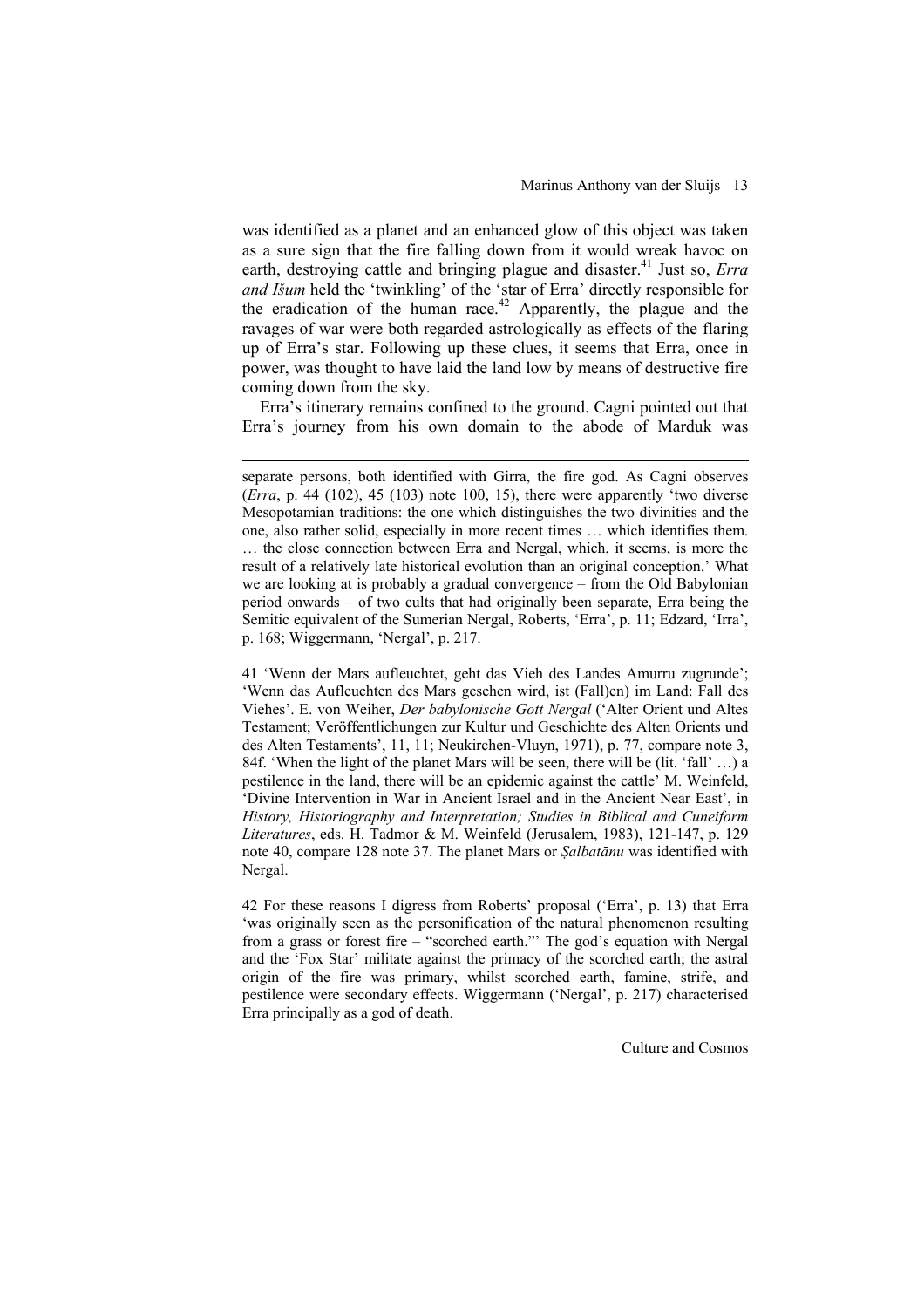was identified as a planet and an enhanced glow of this object was taken as a sure sign that the fire falling down from it would wreak havoc on earth, destroying cattle and bringing plague and disaster.[41] Just so, *Erra and Išum* held the 'twinkling' of the 'star of Erra' directly responsible for the eradication of the human race.[42] Apparently, the plague and the ravages of war were both regarded astrologically as effects of the flaring up of Erra's star. Following up these clues, it seems that Erra, once in power, was thought to have laid the land low by means of destructive fire coming down from the sky.

Erra's itinerary remains confined to the ground. Cagni pointed out that Erra's journey from his own domain to the abode of Marduk was

---

separate persons, both identified with Girra, the fire god. As Cagni observes (*Erra*, p. 44 (102), 45 (103) note 100, 15), there were apparently 'two diverse Mesopotamian traditions: the one which distinguishes the two divinities and the one, also rather solid, especially in more recent times … which identifies them. … the close connection between Erra and Nergal, which, it seems, is more the result of a relatively late historical evolution than an original conception.' What we are looking at is probably a gradual convergence – from the Old Babylonian period onwards – of two cults that had originally been separate, Erra being the Semitic equivalent of the Sumerian Nergal, Roberts, 'Erra', p. 11; Edzard, 'Irra', p. 168; Wiggermann, 'Nergal', p. 217.

41 'Wenn der Mars aufleuchtet, geht das Vieh des Landes Amurru zugrunde'; 'Wenn das Aufleuchten des Mars gesehen wird, ist (Fall)en) im Land: Fall des Viehes'. E. von Weiher, *Der babylonische Gott Nergal* ('Alter Orient und Altes Testament; Veröffentlichungen zur Kultur und Geschichte des Alten Orients und des Alten Testaments', 11, 11; Neukirchen-Vluyn, 1971), p. 77, compare note 3, 84f. 'When the light of the planet Mars will be seen, there will be (lit. 'fall' …) a pestilence in the land, there will be an epidemic against the cattle' M. Weinfeld, 'Divine Intervention in War in Ancient Israel and in the Ancient Near East', in *History, Historiography and Interpretation; Studies in Biblical and Cuneiform Literatures*, eds. H. Tadmor & M. Weinfeld (Jerusalem, 1983), 121-147, p. 129 note 40, compare 128 note 37. The planet Mars or *Ṣalbatānu* was identified with Nergal.

42 For these reasons I digress from Roberts' proposal ('Erra', p. 13) that Erra 'was originally seen as the personification of the natural phenomenon resulting from a grass or forest fire – "scorched earth."' The god's equation with Nergal and the 'Fox Star' militate against the primacy of the scorched earth; the astral origin of the fire was primary, whilst scorched earth, famine, strife, and pestilence were secondary effects. Wiggermann ('Nergal', p. 217) characterised Erra principally as a god of death.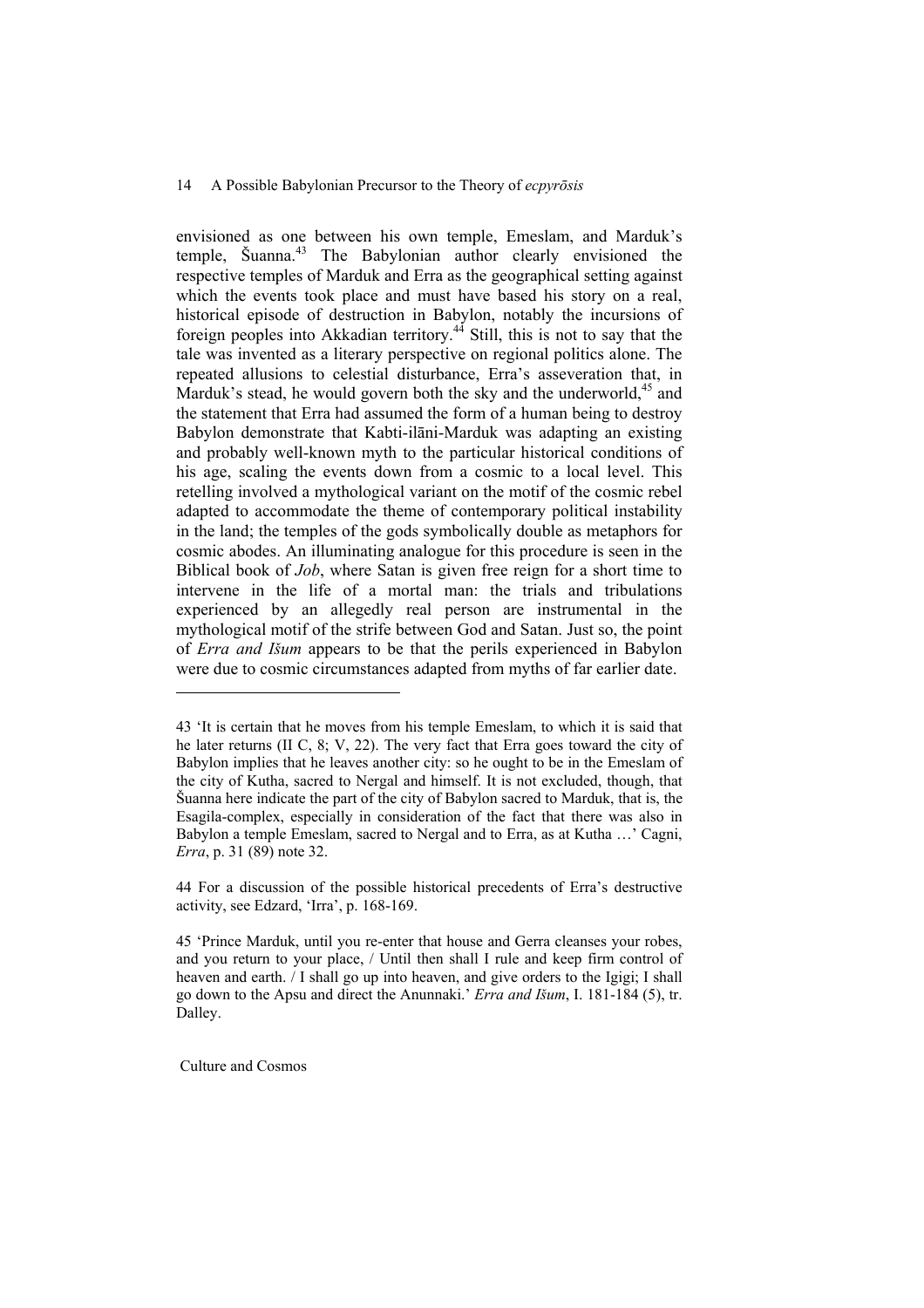envisioned as one between his own temple, Emeslam, and Marduk's temple, Šuanna.[43] The Babylonian author clearly envisioned the respective temples of Marduk and Erra as the geographical setting against which the events took place and must have based his story on a real, historical episode of destruction in Babylon, notably the incursions of foreign peoples into Akkadian territory.[44] Still, this is not to say that the tale was invented as a literary perspective on regional politics alone. The repeated allusions to celestial disturbance, Erra's asseveration that, in Marduk's stead, he would govern both the sky and the underworld,[45] and the statement that Erra had assumed the form of a human being to destroy Babylon demonstrate that Kabti-ilāni-Marduk was adapting an existing and probably well-known myth to the particular historical conditions of his age, scaling the events down from a cosmic to a local level. This retelling involved a mythological variant on the motif of the cosmic rebel adapted to accommodate the theme of contemporary political instability in the land; the temples of the gods symbolically double as metaphors for cosmic abodes. An illuminating analogue for this procedure is seen in the Biblical book of *Job*, where Satan is given free reign for a short time to intervene in the life of a mortal man: the trials and tribulations experienced by an allegedly real person are instrumental in the mythological motif of the strife between God and Satan. Just so, the point of *Erra and Išum* appears to be that the perils experienced in Babylon were due to cosmic circumstances adapted from myths of far earlier date.

---

43 'It is certain that he moves from his temple Emeslam, to which it is said that he later returns (II C, 8; V, 22). The very fact that Erra goes toward the city of Babylon implies that he leaves another city: so he ought to be in the Emeslam of the city of Kutha, sacred to Nergal and himself. It is not excluded, though, that Šuanna here indicate the part of the city of Babylon sacred to Marduk, that is, the Esagila-complex, especially in consideration of the fact that there was also in Babylon a temple Emeslam, sacred to Nergal and to Erra, as at Kutha …' Cagni, *Erra*, p. 31 (89) note 32.

44 For a discussion of the possible historical precedents of Erra's destructive activity, see Edzard, 'Irra', p. 168-169.

45 'Prince Marduk, until you re-enter that house and Gerra cleanses your robes, and you return to your place, / Until then shall I rule and keep firm control of heaven and earth. / I shall go up into heaven, and give orders to the Igigi; I shall go down to the Apsu and direct the Anunnaki.' *Erra and Išum*, I. 181-184 (5), tr. Dalley.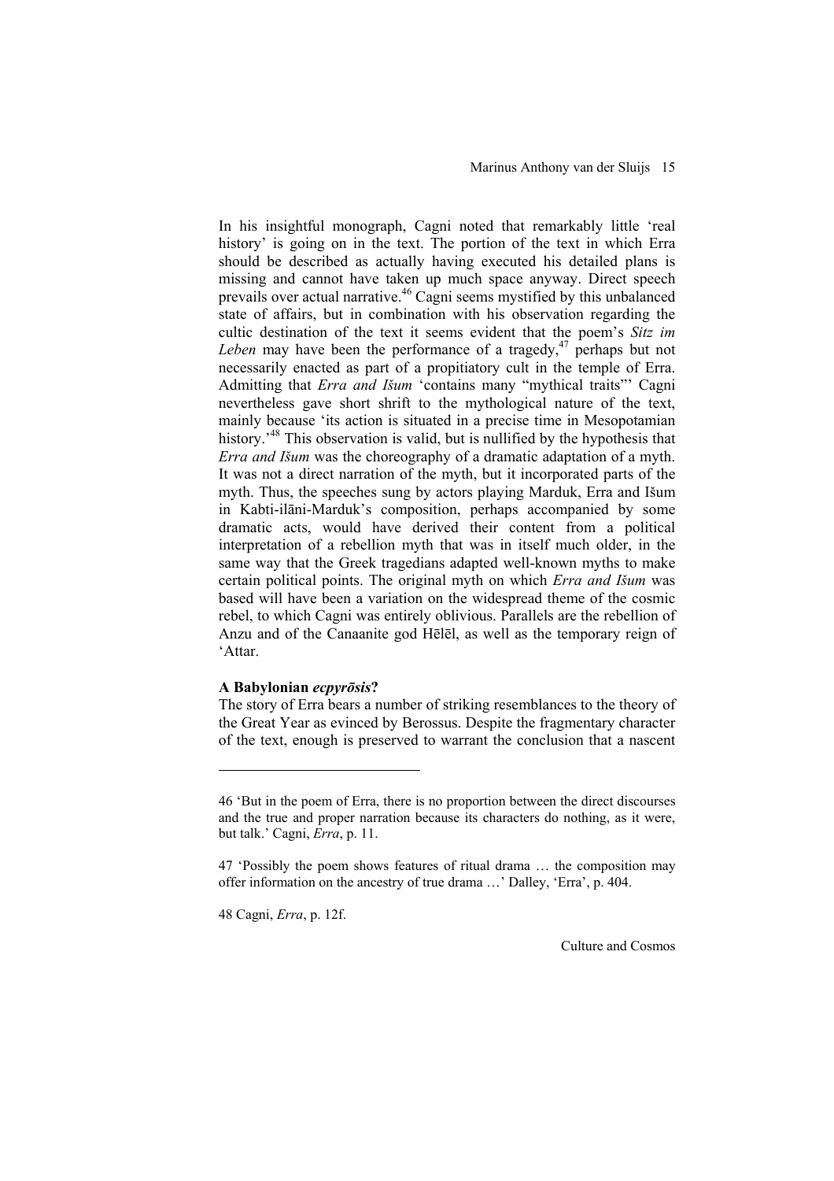In his insightful monograph, Cagni noted that remarkably little 'real history' is going on in the text. The portion of the text in which Erra should be described as actually having executed his detailed plans is missing and cannot have taken up much space anyway. Direct speech prevails over actual narrative.[46] Cagni seems mystified by this unbalanced state of affairs, but in combination with his observation regarding the cultic destination of the text it seems evident that the poem's *Sitz im Leben* may have been the performance of a tragedy,[47] perhaps but not necessarily enacted as part of a propitiatory cult in the temple of Erra. Admitting that *Erra and Išum* 'contains many "mythical traits"' Cagni nevertheless gave short shrift to the mythological nature of the text, mainly because 'its action is situated in a precise time in Mesopotamian history.'[48] This observation is valid, but is nullified by the hypothesis that *Erra and Išum* was the choreography of a dramatic adaptation of a myth. It was not a direct narration of the myth, but it incorporated parts of the myth. Thus, the speeches sung by actors playing Marduk, Erra and Išum in Kabti-ilāni-Marduk's composition, perhaps accompanied by some dramatic acts, would have derived their content from a political interpretation of a rebellion myth that was in itself much older, in the same way that the Greek tragedians adapted well-known myths to make certain political points. The original myth on which *Erra and Išum* was based will have been a variation on the widespread theme of the cosmic rebel, to which Cagni was entirely oblivious. Parallels are the rebellion of Anzu and of the Canaanite god Hēlēl, as well as the temporary reign of 'Attar.

**A Babylonian *ecpyrōsis*?**

The story of Erra bears a number of striking resemblances to the theory of the Great Year as evinced by Berossus. Despite the fragmentary character of the text, enough is preserved to warrant the conclusion that a nascent

---

46 'But in the poem of Erra, there is no proportion between the direct discourses and the true and proper narration because its characters do nothing, as it were, but talk.' Cagni, *Erra*, p. 11.

47 'Possibly the poem shows features of ritual drama … the composition may offer information on the ancestry of true drama …' Dalley, 'Erra', p. 404.

48 Cagni, *Erra*, p. 12f.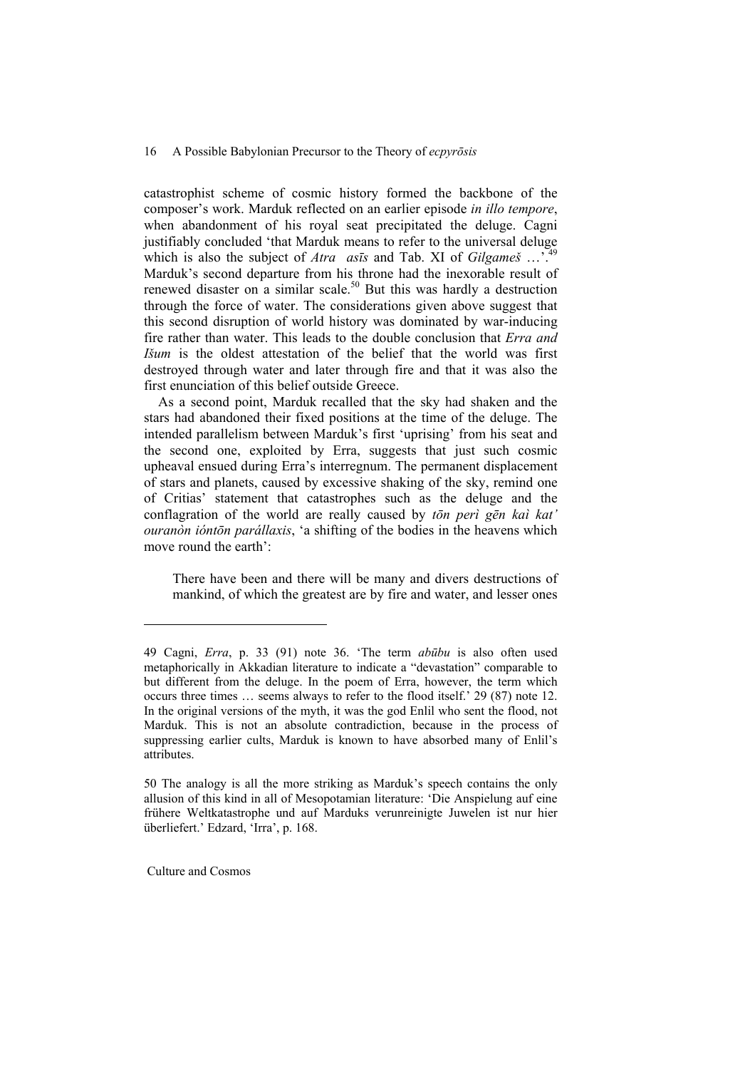catastrophist scheme of cosmic history formed the backbone of the composer's work. Marduk reflected on an earlier episode *in illo tempore*, when abandonment of his royal seat precipitated the deluge. Cagni justifiably concluded 'that Marduk means to refer to the universal deluge which is also the subject of *Atra asīs* and Tab. XI of *Gilgameš* …'.[49] Marduk's second departure from his throne had the inexorable result of renewed disaster on a similar scale.[50] But this was hardly a destruction through the force of water. The considerations given above suggest that this second disruption of world history was dominated by war-inducing fire rather than water. This leads to the double conclusion that *Erra and Išum* is the oldest attestation of the belief that the world was first destroyed through water and later through fire and that it was also the first enunciation of this belief outside Greece.

As a second point, Marduk recalled that the sky had shaken and the stars had abandoned their fixed positions at the time of the deluge. The intended parallelism between Marduk's first 'uprising' from his seat and the second one, exploited by Erra, suggests that just such cosmic upheaval ensued during Erra's interregnum. The permanent displacement of stars and planets, caused by excessive shaking of the sky, remind one of Critias' statement that catastrophes such as the deluge and the conflagration of the world are really caused by *tōn perì gēn kaì kat' ouranòn ióntōn parállaxis*, 'a shifting of the bodies in the heavens which move round the earth':

> There have been and there will be many and divers destructions of mankind, of which the greatest are by fire and water, and lesser ones

---

49 Cagni, *Erra*, p. 33 (91) note 36. 'The term *abūbu* is also often used metaphorically in Akkadian literature to indicate a "devastation" comparable to but different from the deluge. In the poem of Erra, however, the term which occurs three times … seems always to refer to the flood itself.' 29 (87) note 12. In the original versions of the myth, it was the god Enlil who sent the flood, not Marduk. This is not an absolute contradiction, because in the process of suppressing earlier cults, Marduk is known to have absorbed many of Enlil's attributes.

50 The analogy is all the more striking as Marduk's speech contains the only allusion of this kind in all of Mesopotamian literature: 'Die Anspielung auf eine frühere Weltkatastrophe und auf Marduks verunreinigte Juwelen ist nur hier überliefert.' Edzard, 'Irra', p. 168.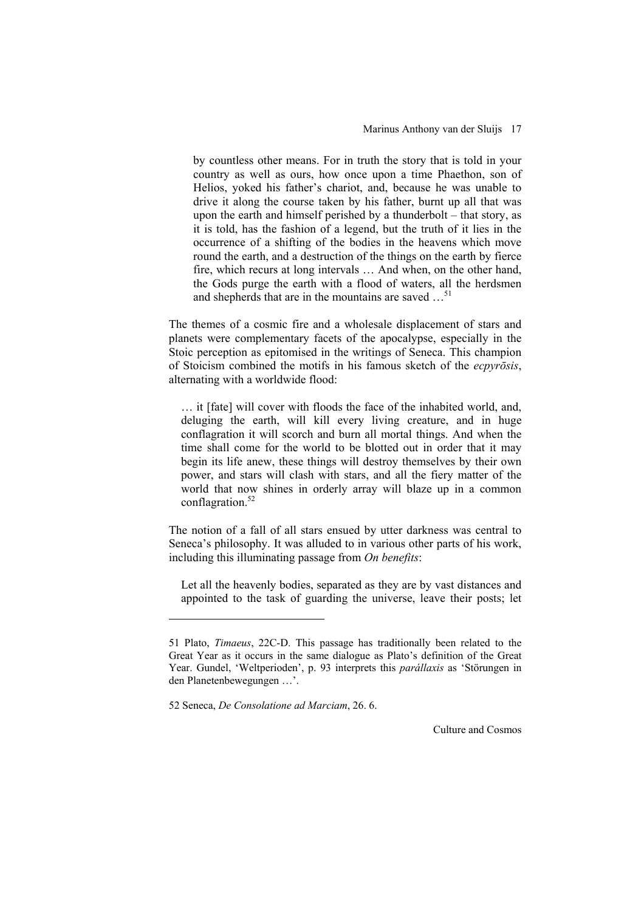> by countless other means. For in truth the story that is told in your country as well as ours, how once upon a time Phaethon, son of Helios, yoked his father's chariot, and, because he was unable to drive it along the course taken by his father, burnt up all that was upon the earth and himself perished by a thunderbolt – that story, as it is told, has the fashion of a legend, but the truth of it lies in the occurrence of a shifting of the bodies in the heavens which move round the earth, and a destruction of the things on the earth by fierce fire, which recurs at long intervals … And when, on the other hand, the Gods purge the earth with a flood of waters, all the herdsmen and shepherds that are in the mountains are saved …[51]

The themes of a cosmic fire and a wholesale displacement of stars and planets were complementary facets of the apocalypse, especially in the Stoic perception as epitomised in the writings of Seneca. This champion of Stoicism combined the motifs in his famous sketch of the *ecpyrōsis*, alternating with a worldwide flood:

> … it [fate] will cover with floods the face of the inhabited world, and, deluging the earth, will kill every living creature, and in huge conflagration it will scorch and burn all mortal things. And when the time shall come for the world to be blotted out in order that it may begin its life anew, these things will destroy themselves by their own power, and stars will clash with stars, and all the fiery matter of the world that now shines in orderly array will blaze up in a common conflagration.[52]

The notion of a fall of all stars ensued by utter darkness was central to Seneca's philosophy. It was alluded to in various other parts of his work, including this illuminating passage from *On benefits*:

> Let all the heavenly bodies, separated as they are by vast distances and appointed to the task of guarding the universe, leave their posts; let

---

51 Plato, *Timaeus*, 22C-D. This passage has traditionally been related to the Great Year as it occurs in the same dialogue as Plato's definition of the Great Year. Gundel, 'Weltperioden', p. 93 interprets this *parállaxis* as 'Störungen in den Planetenbewegungen …'.

52 Seneca, *De Consolatione ad Marciam*, 26. 6.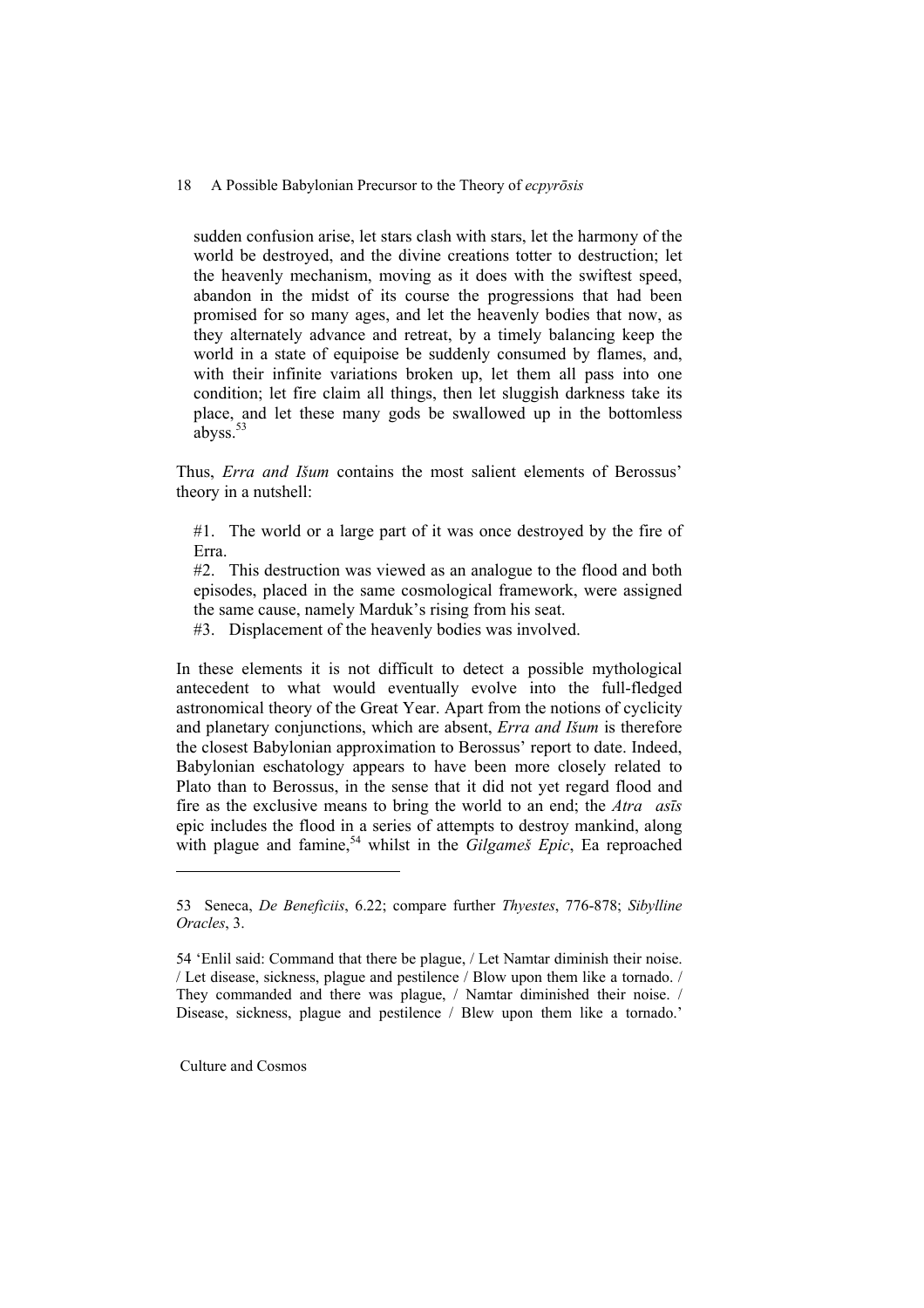sudden confusion arise, let stars clash with stars, let the harmony of the world be destroyed, and the divine creations totter to destruction; let the heavenly mechanism, moving as it does with the swiftest speed, abandon in the midst of its course the progressions that had been promised for so many ages, and let the heavenly bodies that now, as they alternately advance and retreat, by a timely balancing keep the world in a state of equipoise be suddenly consumed by flames, and, with their infinite variations broken up, let them all pass into one condition; let fire claim all things, then let sluggish darkness take its place, and let these many gods be swallowed up in the bottomless abyss.[53]

Thus, *Erra and Išum* contains the most salient elements of Berossus' theory in a nutshell:

#1. The world or a large part of it was once destroyed by the fire of Erra.
#2. This destruction was viewed as an analogue to the flood and both episodes, placed in the same cosmological framework, were assigned the same cause, namely Marduk's rising from his seat.
#3. Displacement of the heavenly bodies was involved.

In these elements it is not difficult to detect a possible mythological antecedent to what would eventually evolve into the full-fledged astronomical theory of the Great Year. Apart from the notions of cyclicity and planetary conjunctions, which are absent, *Erra and Išum* is therefore the closest Babylonian approximation to Berossus' report to date. Indeed, Babylonian eschatology appears to have been more closely related to Plato than to Berossus, in the sense that it did not yet regard flood and fire as the exclusive means to bring the world to an end; the *Atra asīs* epic includes the flood in a series of attempts to destroy mankind, along with plague and famine,[54] whilst in the *Gilgameš Epic*, Ea reproached

---

53 Seneca, *De Beneficiis*, 6.22; compare further *Thyestes*, 776-878; *Sibylline Oracles*, 3.

54 'Enlil said: Command that there be plague, / Let Namtar diminish their noise. / Let disease, sickness, plague and pestilence / Blow upon them like a tornado. / They commanded and there was plague, / Namtar diminished their noise. / Disease, sickness, plague and pestilence / Blew upon them like a tornado.'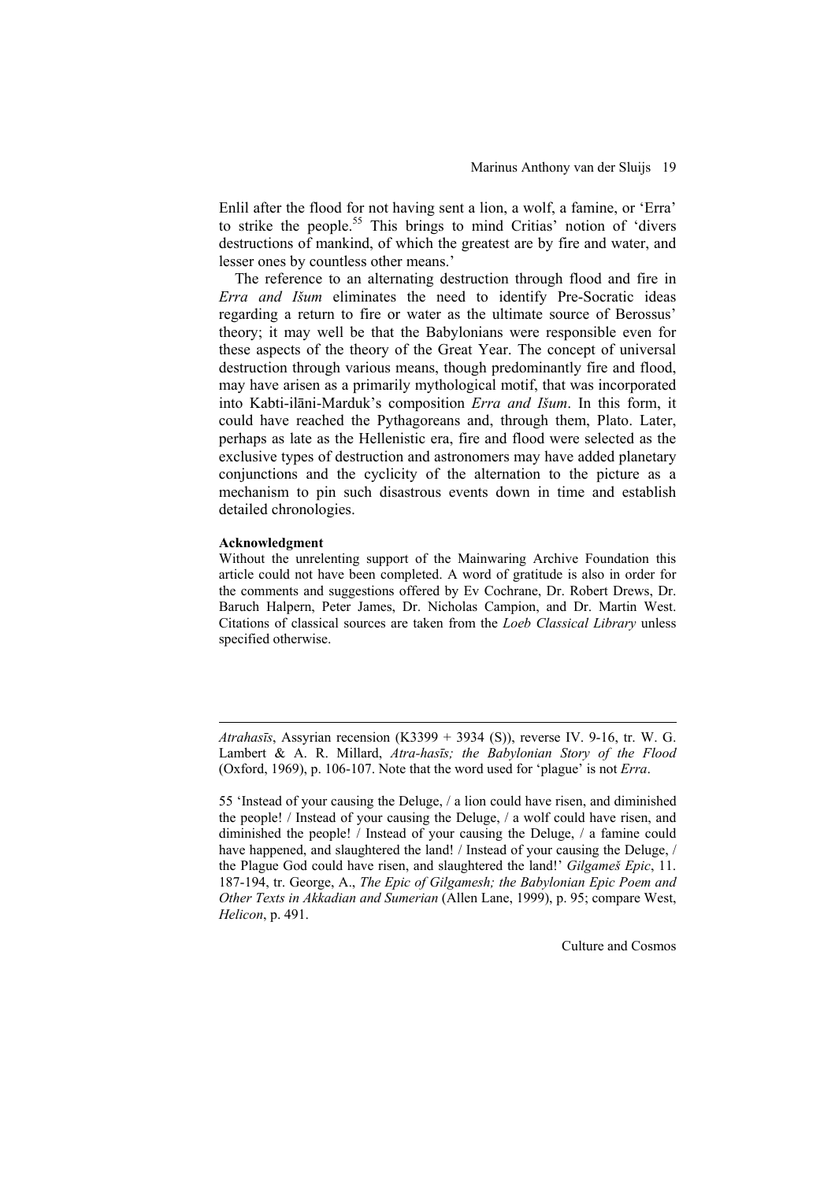Enlil after the flood for not having sent a lion, a wolf, a famine, or 'Erra' to strike the people.[55] This brings to mind Critias' notion of 'divers destructions of mankind, of which the greatest are by fire and water, and lesser ones by countless other means.'

The reference to an alternating destruction through flood and fire in *Erra and Išum* eliminates the need to identify Pre-Socratic ideas regarding a return to fire or water as the ultimate source of Berossus' theory; it may well be that the Babylonians were responsible even for these aspects of the theory of the Great Year. The concept of universal destruction through various means, though predominantly fire and flood, may have arisen as a primarily mythological motif, that was incorporated into Kabti-ilāni-Marduk's composition *Erra and Išum*. In this form, it could have reached the Pythagoreans and, through them, Plato. Later, perhaps as late as the Hellenistic era, fire and flood were selected as the exclusive types of destruction and astronomers may have added planetary conjunctions and the cyclicity of the alternation to the picture as a mechanism to pin such disastrous events down in time and establish detailed chronologies.

**Acknowledgment**

Without the unrelenting support of the Mainwaring Archive Foundation this article could not have been completed. A word of gratitude is also in order for the comments and suggestions offered by Ev Cochrane, Dr. Robert Drews, Dr. Baruch Halpern, Peter James, Dr. Nicholas Campion, and Dr. Martin West. Citations of classical sources are taken from the *Loeb Classical Library* unless specified otherwise.

---

*Atrahasīs*, Assyrian recension (K3399 + 3934 (S)), reverse IV. 9-16, tr. W. G. Lambert & A. R. Millard, *Atra-hasīs; the Babylonian Story of the Flood* (Oxford, 1969), p. 106-107. Note that the word used for 'plague' is not *Erra*.

55 'Instead of your causing the Deluge, / a lion could have risen, and diminished the people! / Instead of your causing the Deluge, / a wolf could have risen, and diminished the people! / Instead of your causing the Deluge, / a famine could have happened, and slaughtered the land! / Instead of your causing the Deluge, / the Plague God could have risen, and slaughtered the land!' *Gilgameš Epic*, 11. 187-194, tr. George, A., *The Epic of Gilgamesh; the Babylonian Epic Poem and Other Texts in Akkadian and Sumerian* (Allen Lane, 1999), p. 95; compare West, *Helicon*, p. 491.